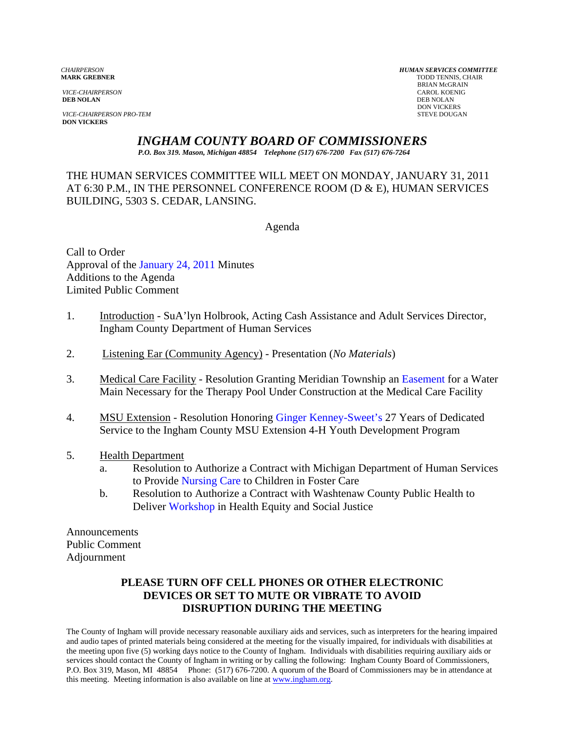*CHAIRPERSON*
**MARK GREBNER**

*VICE-CHAIRPERSON*
**DEB NOLAN**

*VICE-CHAIRPERSON PRO-TEM*
**DON VICKERS**

***HUMAN SERVICES COMMITTEE***
TODD TENNIS, CHAIR
BRIAN McGRAIN
CAROL KOENIG
DEB NOLAN
DON VICKERS
STEVE DOUGAN

# *INGHAM COUNTY BOARD OF COMMISSIONERS*

*P.O. Box 319. Mason, Michigan 48854 Telephone (517) 676-7200 Fax (517) 676-7264*

THE HUMAN SERVICES COMMITTEE WILL MEET ON MONDAY, JANUARY 31, 2011 AT 6:30 P.M., IN THE PERSONNEL CONFERENCE ROOM (D & E), HUMAN SERVICES BUILDING, 5303 S. CEDAR, LANSING.

Agenda

Call to Order
Approval of the January 24, 2011 Minutes
Additions to the Agenda
Limited Public Comment

1. Introduction - SuA'lyn Holbrook, Acting Cash Assistance and Adult Services Director, Ingham County Department of Human Services

2. Listening Ear (Community Agency) - Presentation (*No Materials*)

3. Medical Care Facility - Resolution Granting Meridian Township an Easement for a Water Main Necessary for the Therapy Pool Under Construction at the Medical Care Facility

4. MSU Extension - Resolution Honoring Ginger Kenney-Sweet's 27 Years of Dedicated Service to the Ingham County MSU Extension 4-H Youth Development Program

5. Health Department
   a. Resolution to Authorize a Contract with Michigan Department of Human Services to Provide Nursing Care to Children in Foster Care
   b. Resolution to Authorize a Contract with Washtenaw County Public Health to Deliver Workshop in Health Equity and Social Justice

Announcements
Public Comment
Adjournment

**PLEASE TURN OFF CELL PHONES OR OTHER ELECTRONIC DEVICES OR SET TO MUTE OR VIBRATE TO AVOID DISRUPTION DURING THE MEETING**

The County of Ingham will provide necessary reasonable auxiliary aids and services, such as interpreters for the hearing impaired and audio tapes of printed materials being considered at the meeting for the visually impaired, for individuals with disabilities at the meeting upon five (5) working days notice to the County of Ingham. Individuals with disabilities requiring auxiliary aids or services should contact the County of Ingham in writing or by calling the following: Ingham County Board of Commissioners, P.O. Box 319, Mason, MI 48854 Phone: (517) 676-7200. A quorum of the Board of Commissioners may be in attendance at this meeting. Meeting information is also available on line at www.ingham.org.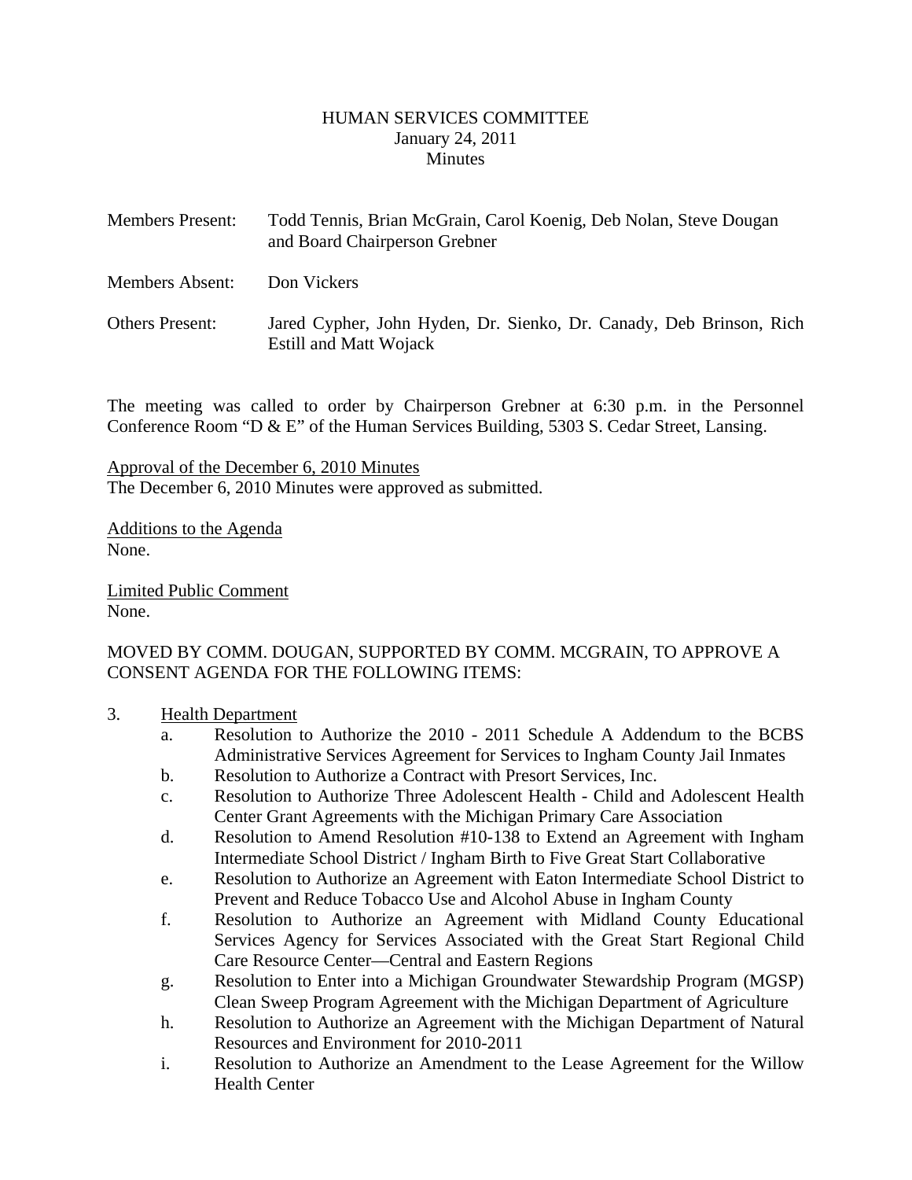# HUMAN SERVICES COMMITTEE
January 24, 2011
Minutes

Members Present: Todd Tennis, Brian McGrain, Carol Koenig, Deb Nolan, Steve Dougan and Board Chairperson Grebner

Members Absent: Don Vickers

Others Present: Jared Cypher, John Hyden, Dr. Sienko, Dr. Canady, Deb Brinson, Rich Estill and Matt Wojack

The meeting was called to order by Chairperson Grebner at 6:30 p.m. in the Personnel Conference Room "D & E" of the Human Services Building, 5303 S. Cedar Street, Lansing.

Approval of the December 6, 2010 Minutes
The December 6, 2010 Minutes were approved as submitted.

Additions to the Agenda
None.

Limited Public Comment
None.

MOVED BY COMM. DOUGAN, SUPPORTED BY COMM. MCGRAIN, TO APPROVE A CONSENT AGENDA FOR THE FOLLOWING ITEMS:

3. Health Department
   a. Resolution to Authorize the 2010 - 2011 Schedule A Addendum to the BCBS Administrative Services Agreement for Services to Ingham County Jail Inmates
   b. Resolution to Authorize a Contract with Presort Services, Inc.
   c. Resolution to Authorize Three Adolescent Health - Child and Adolescent Health Center Grant Agreements with the Michigan Primary Care Association
   d. Resolution to Amend Resolution #10-138 to Extend an Agreement with Ingham Intermediate School District / Ingham Birth to Five Great Start Collaborative
   e. Resolution to Authorize an Agreement with Eaton Intermediate School District to Prevent and Reduce Tobacco Use and Alcohol Abuse in Ingham County
   f. Resolution to Authorize an Agreement with Midland County Educational Services Agency for Services Associated with the Great Start Regional Child Care Resource Center—Central and Eastern Regions
   g. Resolution to Enter into a Michigan Groundwater Stewardship Program (MGSP) Clean Sweep Program Agreement with the Michigan Department of Agriculture
   h. Resolution to Authorize an Agreement with the Michigan Department of Natural Resources and Environment for 2010-2011
   i. Resolution to Authorize an Amendment to the Lease Agreement for the Willow Health Center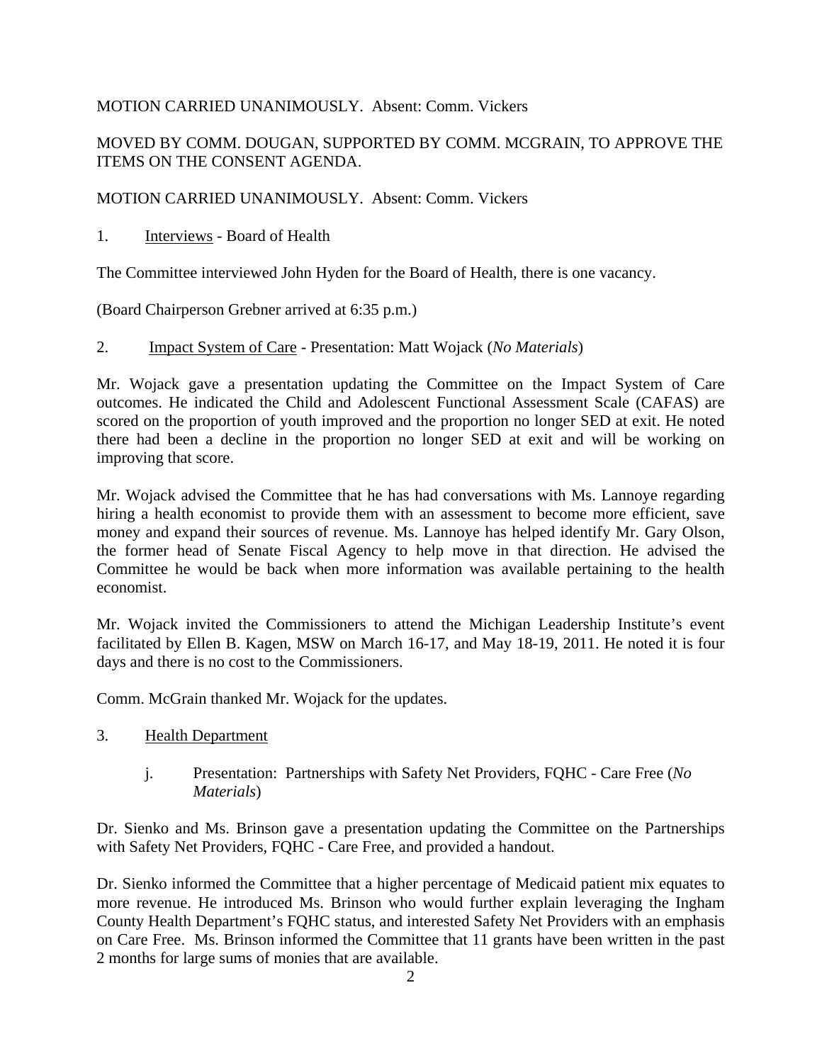MOTION CARRIED UNANIMOUSLY. Absent: Comm. Vickers

MOVED BY COMM. DOUGAN, SUPPORTED BY COMM. MCGRAIN, TO APPROVE THE ITEMS ON THE CONSENT AGENDA.

MOTION CARRIED UNANIMOUSLY. Absent: Comm. Vickers

1. Interviews - Board of Health

The Committee interviewed John Hyden for the Board of Health, there is one vacancy.

(Board Chairperson Grebner arrived at 6:35 p.m.)

2. Impact System of Care - Presentation: Matt Wojack (*No Materials*)

Mr. Wojack gave a presentation updating the Committee on the Impact System of Care outcomes. He indicated the Child and Adolescent Functional Assessment Scale (CAFAS) are scored on the proportion of youth improved and the proportion no longer SED at exit. He noted there had been a decline in the proportion no longer SED at exit and will be working on improving that score.

Mr. Wojack advised the Committee that he has had conversations with Ms. Lannoye regarding hiring a health economist to provide them with an assessment to become more efficient, save money and expand their sources of revenue. Ms. Lannoye has helped identify Mr. Gary Olson, the former head of Senate Fiscal Agency to help move in that direction. He advised the Committee he would be back when more information was available pertaining to the health economist.

Mr. Wojack invited the Commissioners to attend the Michigan Leadership Institute's event facilitated by Ellen B. Kagen, MSW on March 16-17, and May 18-19, 2011. He noted it is four days and there is no cost to the Commissioners.

Comm. McGrain thanked Mr. Wojack for the updates.

3. Health Department

   j. Presentation: Partnerships with Safety Net Providers, FQHC - Care Free (*No Materials*)

Dr. Sienko and Ms. Brinson gave a presentation updating the Committee on the Partnerships with Safety Net Providers, FQHC - Care Free, and provided a handout.

Dr. Sienko informed the Committee that a higher percentage of Medicaid patient mix equates to more revenue. He introduced Ms. Brinson who would further explain leveraging the Ingham County Health Department's FQHC status, and interested Safety Net Providers with an emphasis on Care Free. Ms. Brinson informed the Committee that 11 grants have been written in the past 2 months for large sums of monies that are available.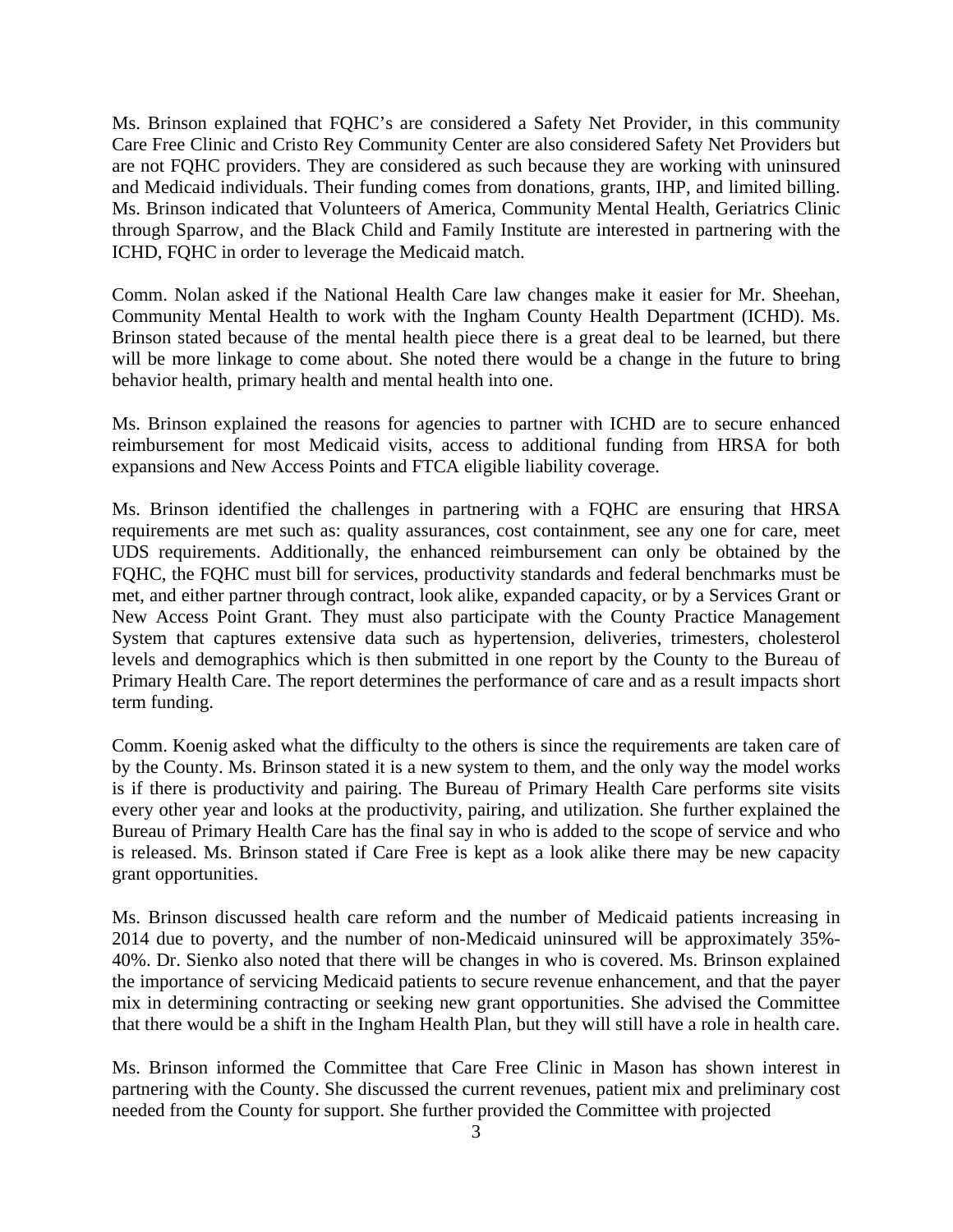Ms. Brinson explained that FQHC's are considered a Safety Net Provider, in this community Care Free Clinic and Cristo Rey Community Center are also considered Safety Net Providers but are not FQHC providers. They are considered as such because they are working with uninsured and Medicaid individuals. Their funding comes from donations, grants, IHP, and limited billing. Ms. Brinson indicated that Volunteers of America, Community Mental Health, Geriatrics Clinic through Sparrow, and the Black Child and Family Institute are interested in partnering with the ICHD, FQHC in order to leverage the Medicaid match.

Comm. Nolan asked if the National Health Care law changes make it easier for Mr. Sheehan, Community Mental Health to work with the Ingham County Health Department (ICHD). Ms. Brinson stated because of the mental health piece there is a great deal to be learned, but there will be more linkage to come about. She noted there would be a change in the future to bring behavior health, primary health and mental health into one.

Ms. Brinson explained the reasons for agencies to partner with ICHD are to secure enhanced reimbursement for most Medicaid visits, access to additional funding from HRSA for both expansions and New Access Points and FTCA eligible liability coverage.

Ms. Brinson identified the challenges in partnering with a FQHC are ensuring that HRSA requirements are met such as: quality assurances, cost containment, see any one for care, meet UDS requirements. Additionally, the enhanced reimbursement can only be obtained by the FQHC, the FQHC must bill for services, productivity standards and federal benchmarks must be met, and either partner through contract, look alike, expanded capacity, or by a Services Grant or New Access Point Grant. They must also participate with the County Practice Management System that captures extensive data such as hypertension, deliveries, trimesters, cholesterol levels and demographics which is then submitted in one report by the County to the Bureau of Primary Health Care. The report determines the performance of care and as a result impacts short term funding.

Comm. Koenig asked what the difficulty to the others is since the requirements are taken care of by the County. Ms. Brinson stated it is a new system to them, and the only way the model works is if there is productivity and pairing. The Bureau of Primary Health Care performs site visits every other year and looks at the productivity, pairing, and utilization. She further explained the Bureau of Primary Health Care has the final say in who is added to the scope of service and who is released. Ms. Brinson stated if Care Free is kept as a look alike there may be new capacity grant opportunities.

Ms. Brinson discussed health care reform and the number of Medicaid patients increasing in 2014 due to poverty, and the number of non-Medicaid uninsured will be approximately 35%-40%. Dr. Sienko also noted that there will be changes in who is covered. Ms. Brinson explained the importance of servicing Medicaid patients to secure revenue enhancement, and that the payer mix in determining contracting or seeking new grant opportunities. She advised the Committee that there would be a shift in the Ingham Health Plan, but they will still have a role in health care.

Ms. Brinson informed the Committee that Care Free Clinic in Mason has shown interest in partnering with the County. She discussed the current revenues, patient mix and preliminary cost needed from the County for support. She further provided the Committee with projected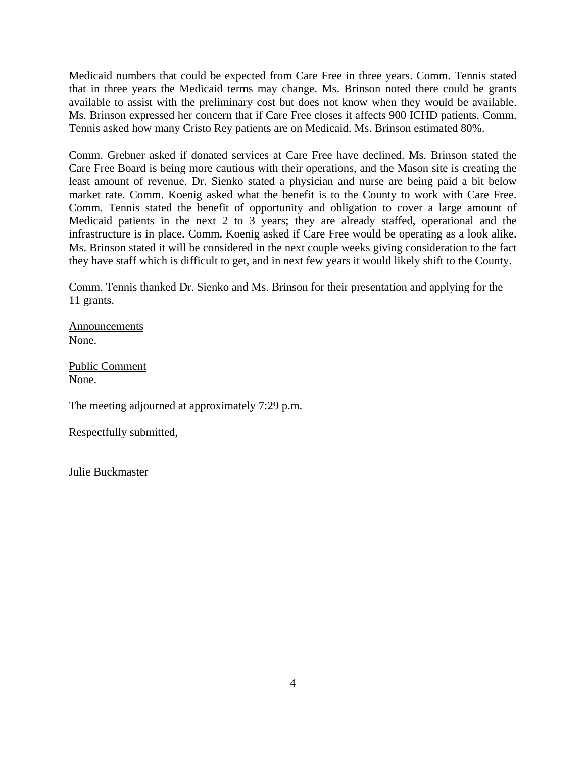Medicaid numbers that could be expected from Care Free in three years. Comm. Tennis stated that in three years the Medicaid terms may change. Ms. Brinson noted there could be grants available to assist with the preliminary cost but does not know when they would be available. Ms. Brinson expressed her concern that if Care Free closes it affects 900 ICHD patients. Comm. Tennis asked how many Cristo Rey patients are on Medicaid. Ms. Brinson estimated 80%.

Comm. Grebner asked if donated services at Care Free have declined. Ms. Brinson stated the Care Free Board is being more cautious with their operations, and the Mason site is creating the least amount of revenue. Dr. Sienko stated a physician and nurse are being paid a bit below market rate. Comm. Koenig asked what the benefit is to the County to work with Care Free. Comm. Tennis stated the benefit of opportunity and obligation to cover a large amount of Medicaid patients in the next 2 to 3 years; they are already staffed, operational and the infrastructure is in place. Comm. Koenig asked if Care Free would be operating as a look alike. Ms. Brinson stated it will be considered in the next couple weeks giving consideration to the fact they have staff which is difficult to get, and in next few years it would likely shift to the County.

Comm. Tennis thanked Dr. Sienko and Ms. Brinson for their presentation and applying for the 11 grants.

<u>Announcements</u>
None.

<u>Public Comment</u>
None.

The meeting adjourned at approximately 7:29 p.m.

Respectfully submitted,

Julie Buckmaster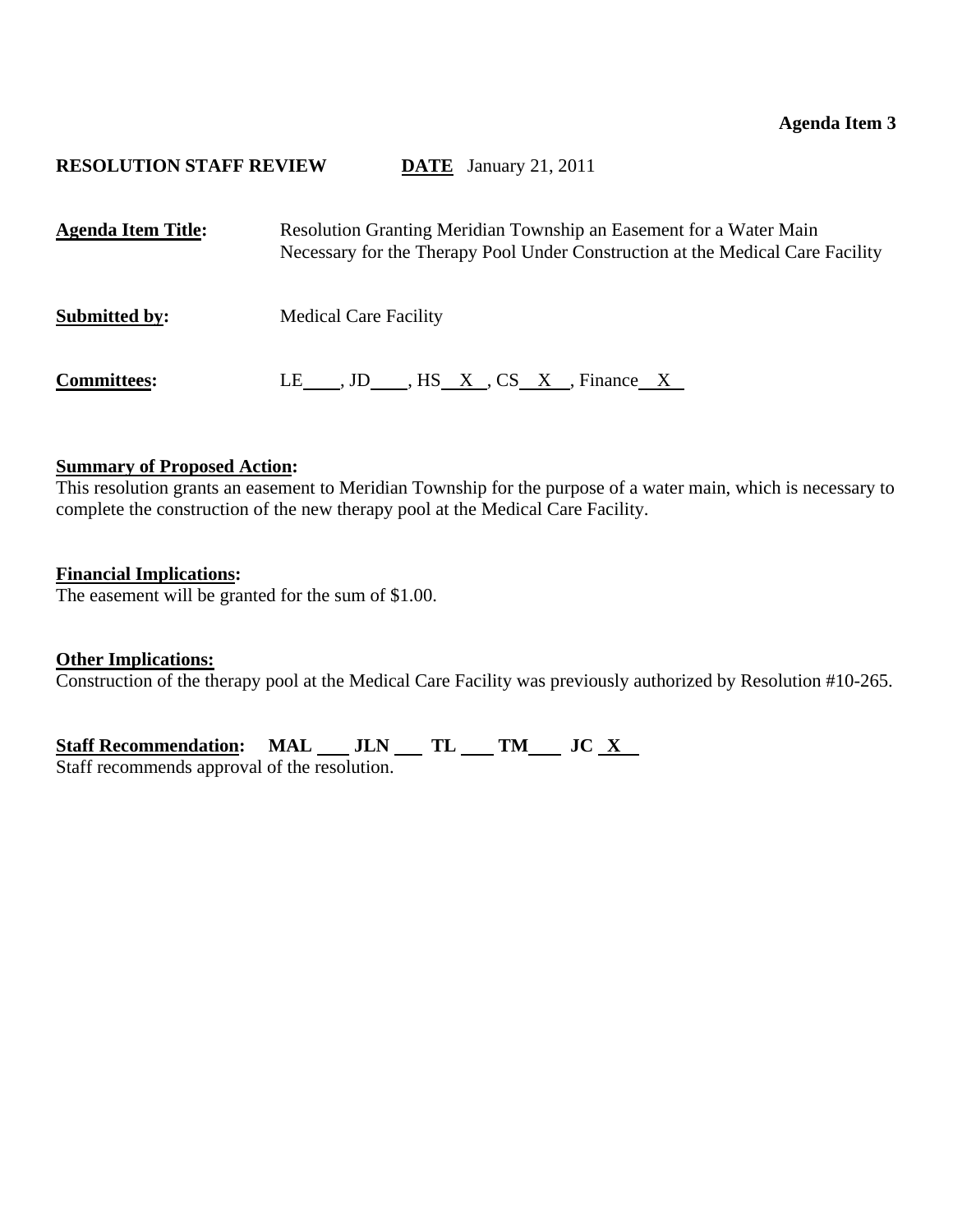**Agenda Item 3**

**RESOLUTION STAFF REVIEW** **DATE** January 21, 2011

**Agenda Item Title:** Resolution Granting Meridian Township an Easement for a Water Main Necessary for the Therapy Pool Under Construction at the Medical Care Facility

**Submitted by:** Medical Care Facility

**Committees:** LE \_\_\_\_, JD \_\_\_\_, HS X, CS X, Finance X

**Summary of Proposed Action:**
This resolution grants an easement to Meridian Township for the purpose of a water main, which is necessary to complete the construction of the new therapy pool at the Medical Care Facility.

**Financial Implications:**
The easement will be granted for the sum of $1.00.

**Other Implications:**
Construction of the therapy pool at the Medical Care Facility was previously authorized by Resolution #10-265.

**Staff Recommendation:** **MAL** \_\_\_\_ **JLN** \_\_\_\_ **TL** \_\_\_\_ **TM** \_\_\_\_ **JC** X
Staff recommends approval of the resolution.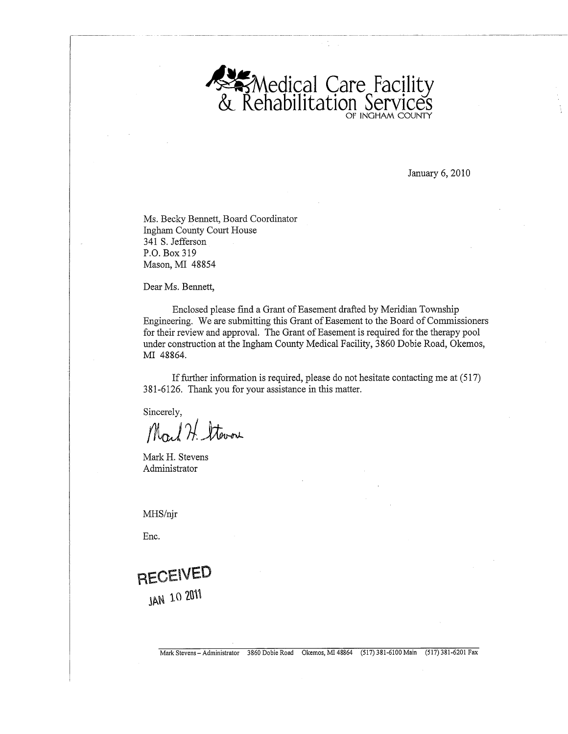# Medical Care Facility & Rehabilitation Services

OF INGHAM COUNTY

January 6, 2010

Ms. Becky Bennett, Board Coordinator
Ingham County Court House
341 S. Jefferson
P.O. Box 319
Mason, MI 48854

Dear Ms. Bennett,

Enclosed please find a Grant of Easement drafted by Meridian Township Engineering. We are submitting this Grant of Easement to the Board of Commissioners for their review and approval. The Grant of Easement is required for the therapy pool under construction at the Ingham County Medical Facility, 3860 Dobie Road, Okemos, MI 48864.

If further information is required, please do not hesitate contacting me at (517) 381-6126. Thank you for your assistance in this matter.

Sincerely,

Mark H. Stevens

Mark H. Stevens
Administrator

MHS/njr

Enc.

RECEIVED
JAN 10 2011

Mark Stevens – Administrator 3860 Dobie Road Okemos, MI 48864 (517) 381-6100 Main (517) 381-6201 Fax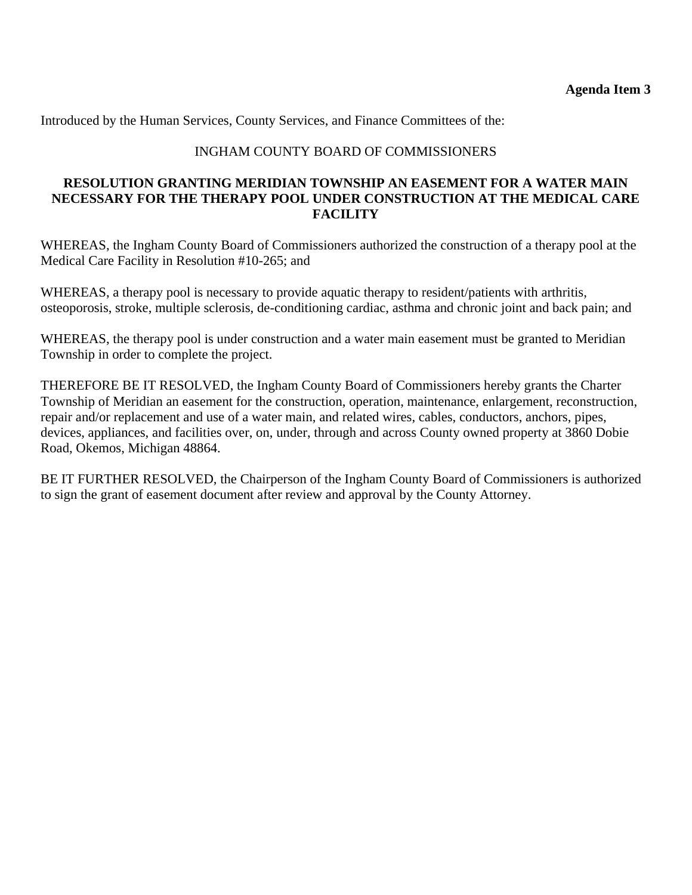**Agenda Item 3**

Introduced by the Human Services, County Services, and Finance Committees of the:

INGHAM COUNTY BOARD OF COMMISSIONERS

**RESOLUTION GRANTING MERIDIAN TOWNSHIP AN EASEMENT FOR A WATER MAIN NECESSARY FOR THE THERAPY POOL UNDER CONSTRUCTION AT THE MEDICAL CARE FACILITY**

WHEREAS, the Ingham County Board of Commissioners authorized the construction of a therapy pool at the Medical Care Facility in Resolution #10-265; and

WHEREAS, a therapy pool is necessary to provide aquatic therapy to resident/patients with arthritis, osteoporosis, stroke, multiple sclerosis, de-conditioning cardiac, asthma and chronic joint and back pain; and

WHEREAS, the therapy pool is under construction and a water main easement must be granted to Meridian Township in order to complete the project.

THEREFORE BE IT RESOLVED, the Ingham County Board of Commissioners hereby grants the Charter Township of Meridian an easement for the construction, operation, maintenance, enlargement, reconstruction, repair and/or replacement and use of a water main, and related wires, cables, conductors, anchors, pipes, devices, appliances, and facilities over, on, under, through and across County owned property at 3860 Dobie Road, Okemos, Michigan 48864.

BE IT FURTHER RESOLVED, the Chairperson of the Ingham County Board of Commissioners is authorized to sign the grant of easement document after review and approval by the County Attorney.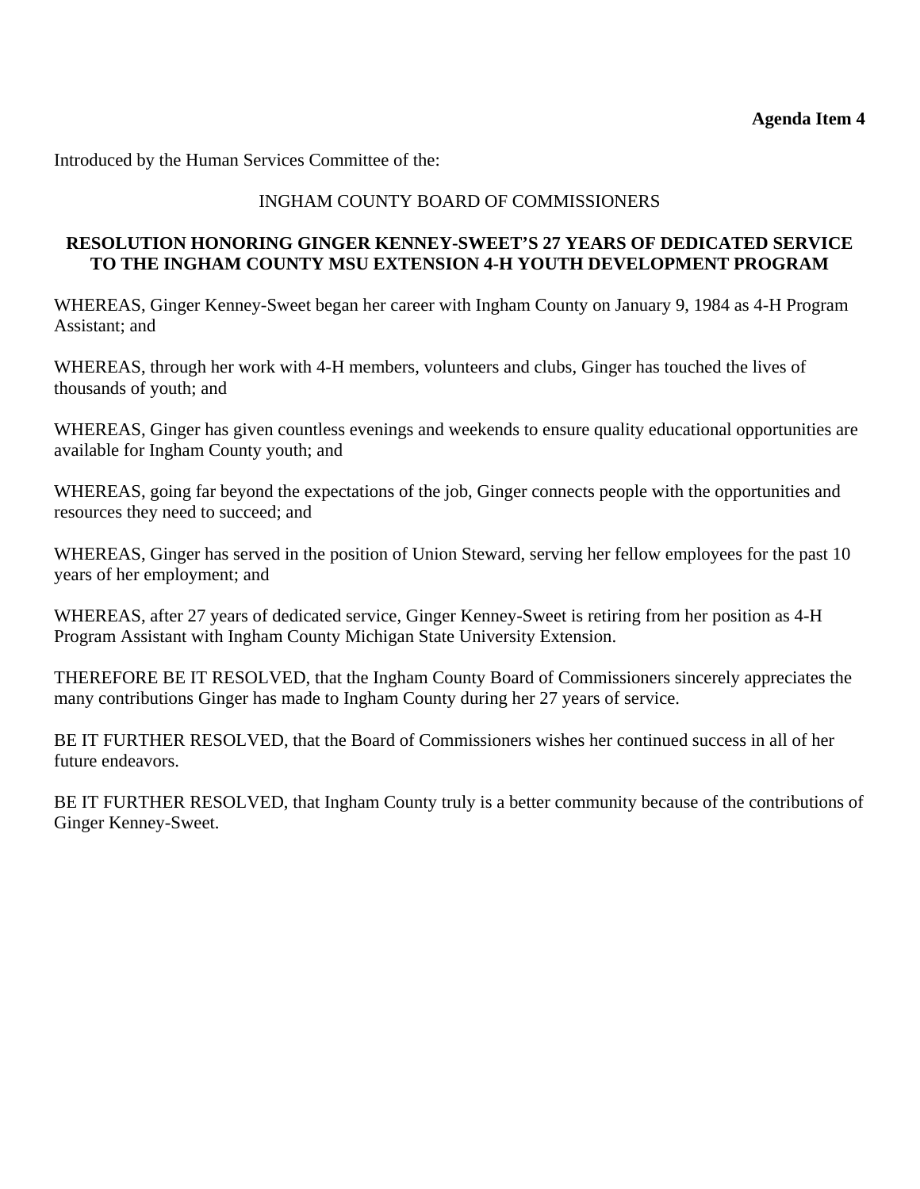**Agenda Item 4**

Introduced by the Human Services Committee of the:

INGHAM COUNTY BOARD OF COMMISSIONERS

**RESOLUTION HONORING GINGER KENNEY-SWEET'S 27 YEARS OF DEDICATED SERVICE TO THE INGHAM COUNTY MSU EXTENSION 4-H YOUTH DEVELOPMENT PROGRAM**

WHEREAS, Ginger Kenney-Sweet began her career with Ingham County on January 9, 1984 as 4-H Program Assistant; and

WHEREAS, through her work with 4-H members, volunteers and clubs, Ginger has touched the lives of thousands of youth; and

WHEREAS, Ginger has given countless evenings and weekends to ensure quality educational opportunities are available for Ingham County youth; and

WHEREAS, going far beyond the expectations of the job, Ginger connects people with the opportunities and resources they need to succeed; and

WHEREAS, Ginger has served in the position of Union Steward, serving her fellow employees for the past 10 years of her employment; and

WHEREAS, after 27 years of dedicated service, Ginger Kenney-Sweet is retiring from her position as 4-H Program Assistant with Ingham County Michigan State University Extension.

THEREFORE BE IT RESOLVED, that the Ingham County Board of Commissioners sincerely appreciates the many contributions Ginger has made to Ingham County during her 27 years of service.

BE IT FURTHER RESOLVED, that the Board of Commissioners wishes her continued success in all of her future endeavors.

BE IT FURTHER RESOLVED, that Ingham County truly is a better community because of the contributions of Ginger Kenney-Sweet.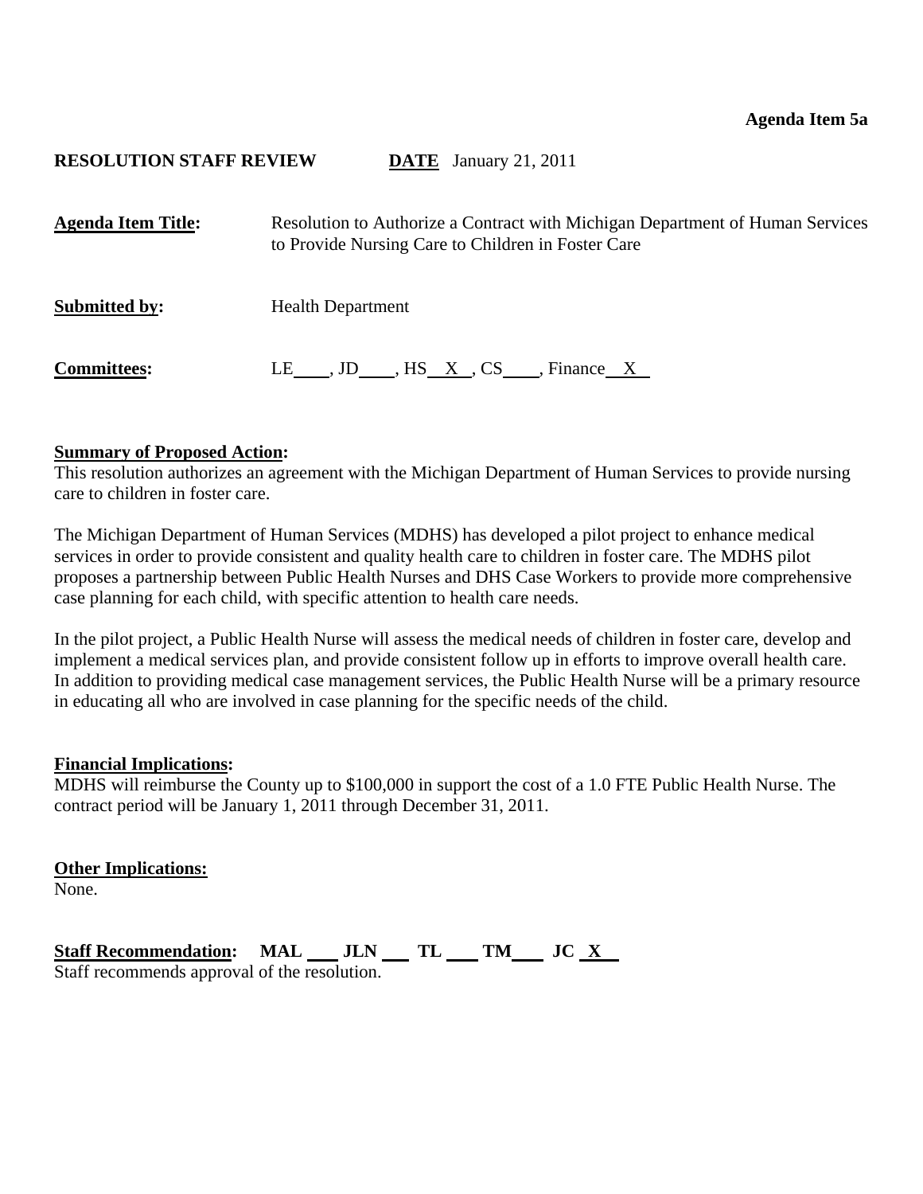**Agenda Item 5a**

**RESOLUTION STAFF REVIEW** **DATE** January 21, 2011

**Agenda Item Title:** Resolution to Authorize a Contract with Michigan Department of Human Services to Provide Nursing Care to Children in Foster Care

**Submitted by:** Health Department

**Committees:** LE\_\_\_\_, JD\_\_\_\_, HS \_X\_, CS\_\_\_\_, Finance \_X\_

**Summary of Proposed Action:**
This resolution authorizes an agreement with the Michigan Department of Human Services to provide nursing care to children in foster care.

The Michigan Department of Human Services (MDHS) has developed a pilot project to enhance medical services in order to provide consistent and quality health care to children in foster care. The MDHS pilot proposes a partnership between Public Health Nurses and DHS Case Workers to provide more comprehensive case planning for each child, with specific attention to health care needs.

In the pilot project, a Public Health Nurse will assess the medical needs of children in foster care, develop and implement a medical services plan, and provide consistent follow up in efforts to improve overall health care. In addition to providing medical case management services, the Public Health Nurse will be a primary resource in educating all who are involved in case planning for the specific needs of the child.

**Financial Implications:**
MDHS will reimburse the County up to $100,000 in support the cost of a 1.0 FTE Public Health Nurse. The contract period will be January 1, 2011 through December 31, 2011.

**Other Implications:**
None.

**Staff Recommendation:** **MAL** \_\_\_ **JLN** \_\_\_ **TL** \_\_\_ **TM** \_\_\_ **JC** \_**X**\_
Staff recommends approval of the resolution.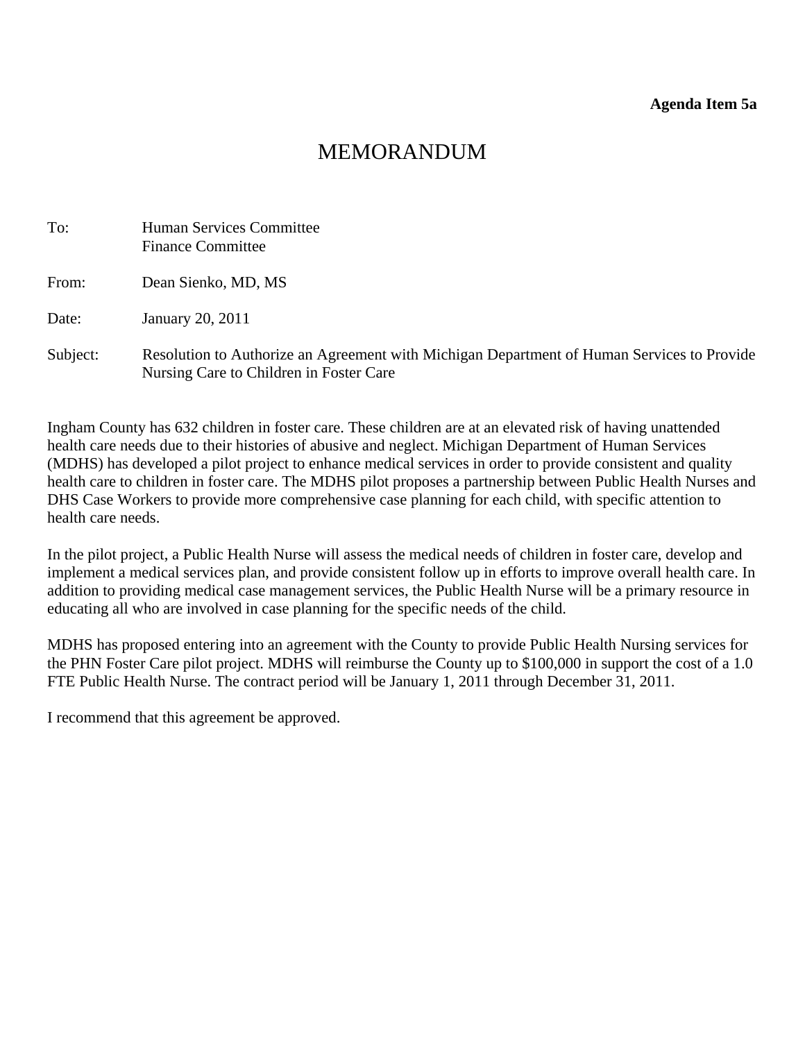**Agenda Item 5a**

# MEMORANDUM

To: Human Services Committee
Finance Committee

From: Dean Sienko, MD, MS

Date: January 20, 2011

Subject: Resolution to Authorize an Agreement with Michigan Department of Human Services to Provide Nursing Care to Children in Foster Care

Ingham County has 632 children in foster care. These children are at an elevated risk of having unattended health care needs due to their histories of abusive and neglect. Michigan Department of Human Services (MDHS) has developed a pilot project to enhance medical services in order to provide consistent and quality health care to children in foster care. The MDHS pilot proposes a partnership between Public Health Nurses and DHS Case Workers to provide more comprehensive case planning for each child, with specific attention to health care needs.

In the pilot project, a Public Health Nurse will assess the medical needs of children in foster care, develop and implement a medical services plan, and provide consistent follow up in efforts to improve overall health care. In addition to providing medical case management services, the Public Health Nurse will be a primary resource in educating all who are involved in case planning for the specific needs of the child.

MDHS has proposed entering into an agreement with the County to provide Public Health Nursing services for the PHN Foster Care pilot project. MDHS will reimburse the County up to $100,000 in support the cost of a 1.0 FTE Public Health Nurse. The contract period will be January 1, 2011 through December 31, 2011.

I recommend that this agreement be approved.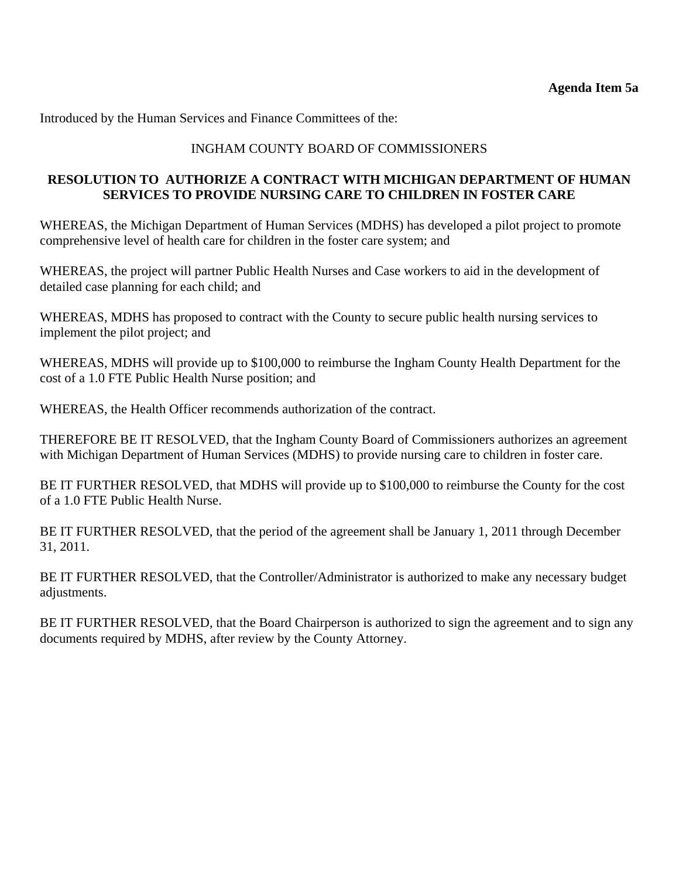**Agenda Item 5a**

Introduced by the Human Services and Finance Committees of the:

INGHAM COUNTY BOARD OF COMMISSIONERS

## RESOLUTION TO AUTHORIZE A CONTRACT WITH MICHIGAN DEPARTMENT OF HUMAN SERVICES TO PROVIDE NURSING CARE TO CHILDREN IN FOSTER CARE

WHEREAS, the Michigan Department of Human Services (MDHS) has developed a pilot project to promote comprehensive level of health care for children in the foster care system; and

WHEREAS, the project will partner Public Health Nurses and Case workers to aid in the development of detailed case planning for each child; and

WHEREAS, MDHS has proposed to contract with the County to secure public health nursing services to implement the pilot project; and

WHEREAS, MDHS will provide up to $100,000 to reimburse the Ingham County Health Department for the cost of a 1.0 FTE Public Health Nurse position; and

WHEREAS, the Health Officer recommends authorization of the contract.

THEREFORE BE IT RESOLVED, that the Ingham County Board of Commissioners authorizes an agreement with Michigan Department of Human Services (MDHS) to provide nursing care to children in foster care.

BE IT FURTHER RESOLVED, that MDHS will provide up to $100,000 to reimburse the County for the cost of a 1.0 FTE Public Health Nurse.

BE IT FURTHER RESOLVED, that the period of the agreement shall be January 1, 2011 through December 31, 2011.

BE IT FURTHER RESOLVED, that the Controller/Administrator is authorized to make any necessary budget adjustments.

BE IT FURTHER RESOLVED, that the Board Chairperson is authorized to sign the agreement and to sign any documents required by MDHS, after review by the County Attorney.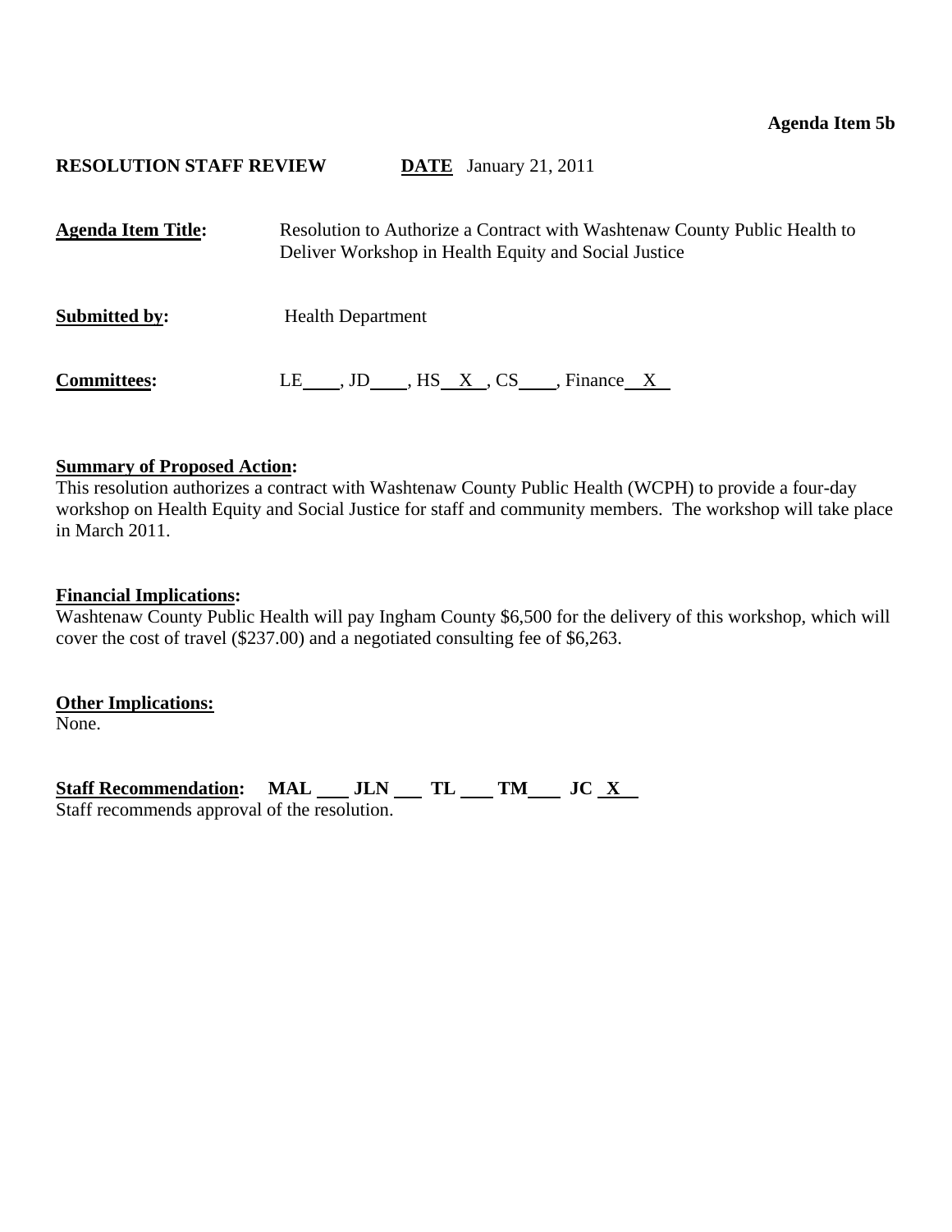**Agenda Item 5b**

**RESOLUTION STAFF REVIEW** **DATE** January 21, 2011

**Agenda Item Title:** Resolution to Authorize a Contract with Washtenaw County Public Health to Deliver Workshop in Health Equity and Social Justice

**Submitted by:** Health Department

**Committees:** LE\_\_\_\_, JD\_\_\_\_, HS\_\_X\_\_, CS\_\_\_\_, Finance\_\_X\_\_

**Summary of Proposed Action:**
This resolution authorizes a contract with Washtenaw County Public Health (WCPH) to provide a four-day workshop on Health Equity and Social Justice for staff and community members. The workshop will take place in March 2011.

**Financial Implications:**
Washtenaw County Public Health will pay Ingham County $6,500 for the delivery of this workshop, which will cover the cost of travel ($237.00) and a negotiated consulting fee of $6,263.

**Other Implications:**
None.

**Staff Recommendation:** **MAL** \_\_\_ **JLN** \_\_\_ **TL** \_\_\_ **TM** \_\_\_ **JC** \_\_X\_\_
Staff recommends approval of the resolution.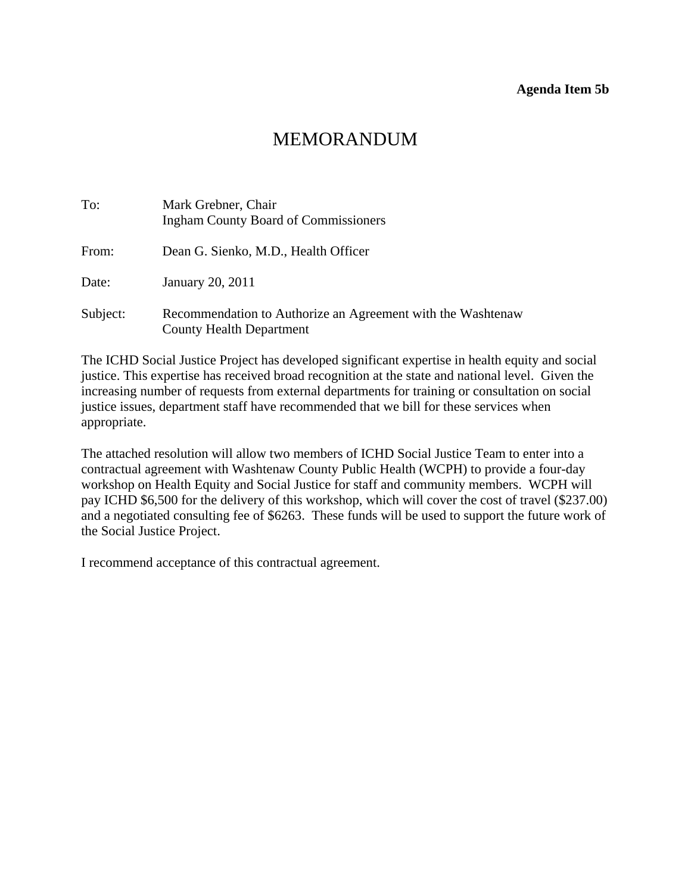**Agenda Item 5b**

# MEMORANDUM

To: Mark Grebner, Chair
Ingham County Board of Commissioners

From: Dean G. Sienko, M.D., Health Officer

Date: January 20, 2011

Subject: Recommendation to Authorize an Agreement with the Washtenaw County Health Department

The ICHD Social Justice Project has developed significant expertise in health equity and social justice. This expertise has received broad recognition at the state and national level. Given the increasing number of requests from external departments for training or consultation on social justice issues, department staff have recommended that we bill for these services when appropriate.

The attached resolution will allow two members of ICHD Social Justice Team to enter into a contractual agreement with Washtenaw County Public Health (WCPH) to provide a four-day workshop on Health Equity and Social Justice for staff and community members. WCPH will pay ICHD $6,500 for the delivery of this workshop, which will cover the cost of travel ($237.00) and a negotiated consulting fee of $6263. These funds will be used to support the future work of the Social Justice Project.

I recommend acceptance of this contractual agreement.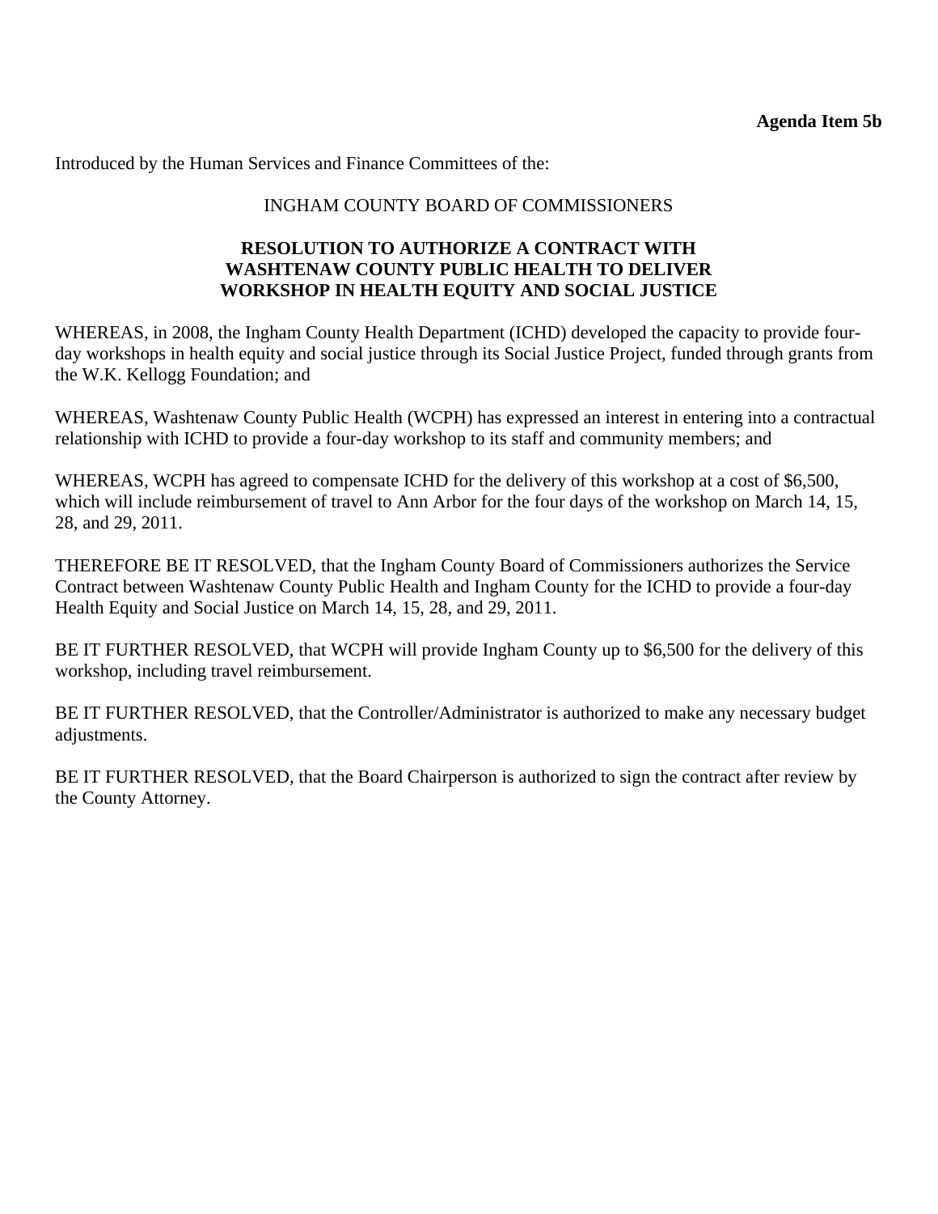**Agenda Item 5b**

Introduced by the Human Services and Finance Committees of the:

INGHAM COUNTY BOARD OF COMMISSIONERS

**RESOLUTION TO AUTHORIZE A CONTRACT WITH WASHTENAW COUNTY PUBLIC HEALTH TO DELIVER WORKSHOP IN HEALTH EQUITY AND SOCIAL JUSTICE**

WHEREAS, in 2008, the Ingham County Health Department (ICHD) developed the capacity to provide four-day workshops in health equity and social justice through its Social Justice Project, funded through grants from the W.K. Kellogg Foundation; and

WHEREAS, Washtenaw County Public Health (WCPH) has expressed an interest in entering into a contractual relationship with ICHD to provide a four-day workshop to its staff and community members; and

WHEREAS, WCPH has agreed to compensate ICHD for the delivery of this workshop at a cost of $6,500, which will include reimbursement of travel to Ann Arbor for the four days of the workshop on March 14, 15, 28, and 29, 2011.

THEREFORE BE IT RESOLVED, that the Ingham County Board of Commissioners authorizes the Service Contract between Washtenaw County Public Health and Ingham County for the ICHD to provide a four-day Health Equity and Social Justice on March 14, 15, 28, and 29, 2011.

BE IT FURTHER RESOLVED, that WCPH will provide Ingham County up to $6,500 for the delivery of this workshop, including travel reimbursement.

BE IT FURTHER RESOLVED, that the Controller/Administrator is authorized to make any necessary budget adjustments.

BE IT FURTHER RESOLVED, that the Board Chairperson is authorized to sign the contract after review by the County Attorney.